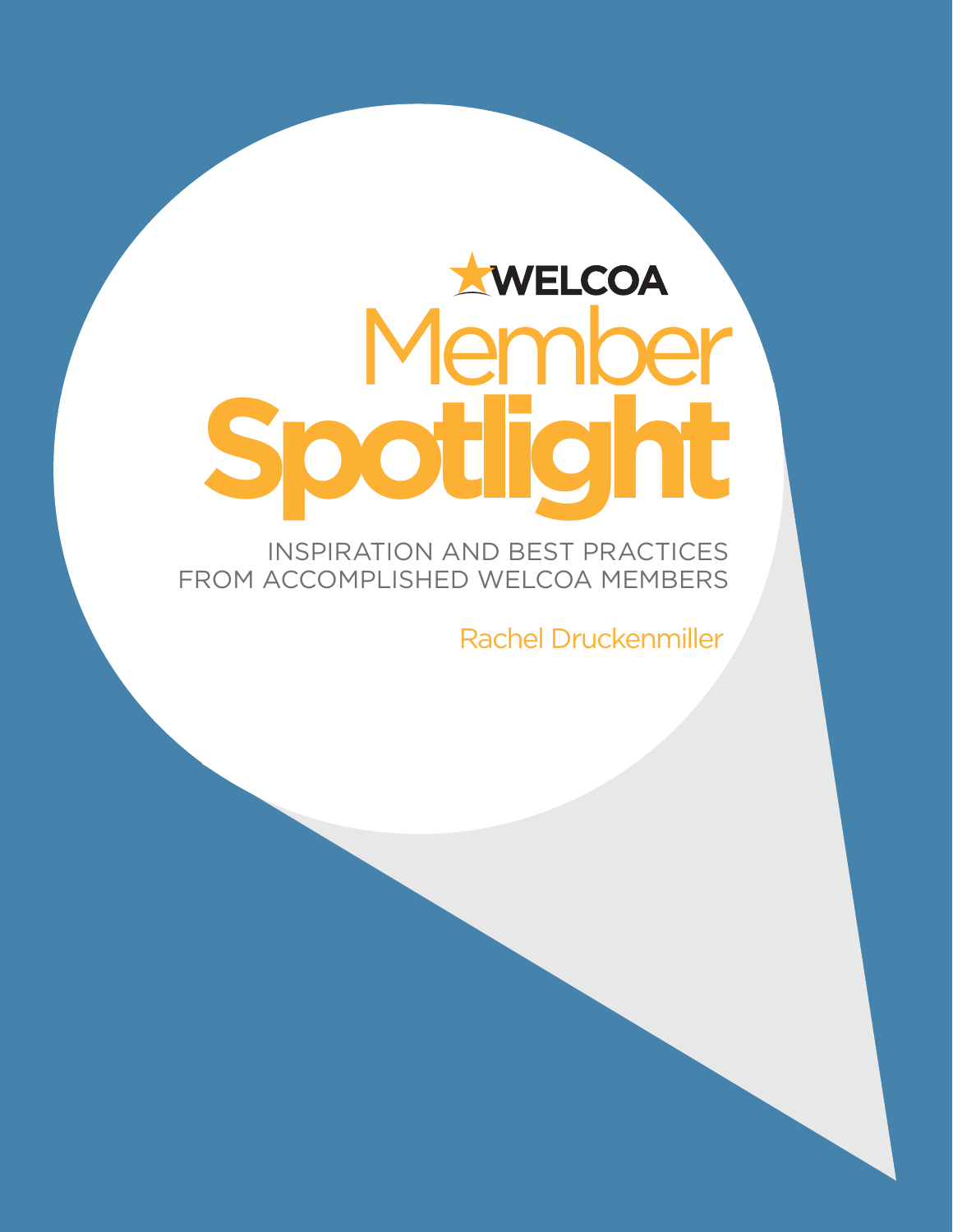WELCOA

# Member Spotlight

INSPIRATION AND BEST PRACTICES FROM ACCOMPLISHED WELCOA MEMBERS

Rachel Druckenmiller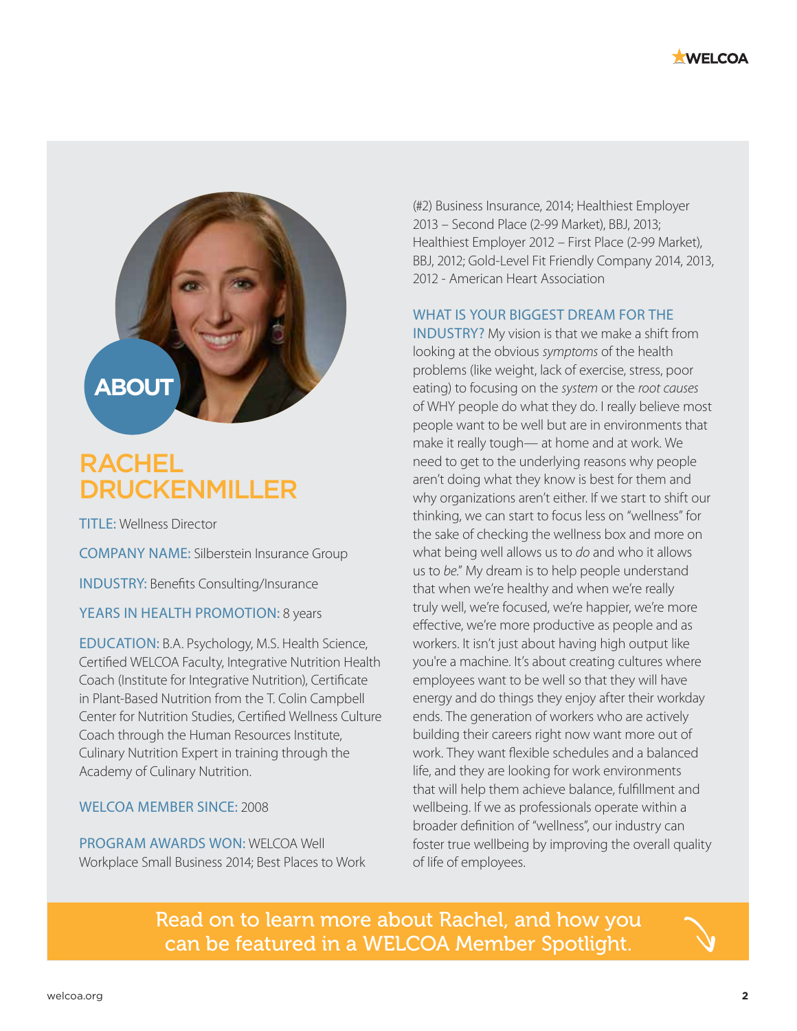## ABOUT

# RACHEL DRUCKENMILLER

TITLE: Wellness Director

COMPANY NAME: Silberstein Insurance Group

INDUSTRY: Benefits Consulting/Insurance

YEARS IN HEALTH PROMOTION: 8 years

EDUCATION: B.A. Psychology, M.S. Health Science, Certified WELCOA Faculty, Integrative Nutrition Health Coach (Institute for Integrative Nutrition), Certificate in Plant-Based Nutrition from the T. Colin Campbell Center for Nutrition Studies, Certified Wellness Culture Coach through the Human Resources Institute, Culinary Nutrition Expert in training through the Academy of Culinary Nutrition.

WELCOA MEMBER SINCE: 2008

PROGRAM AWARDS WON: WELCOA Well Workplace Small Business 2014; Best Places to Work (#2) Business Insurance, 2014; Healthiest Employer 2013 – Second Place (2-99 Market), BBJ, 2013; Healthiest Employer 2012 – First Place (2-99 Market), BBJ, 2012; Gold-Level Fit Friendly Company 2014, 2013, 2012 - American Heart Association

WHAT IS YOUR BIGGEST DREAM FOR THE INDUSTRY? My vision is that we make a shift from looking at the obvious *symptoms* of the health problems (like weight, lack of exercise, stress, poor eating) to focusing on the *system* or the *root causes* of WHY people do what they do. I really believe most people want to be well but are in environments that make it really tough— at home and at work. We need to get to the underlying reasons why people aren't doing what they know is best for them and why organizations aren't either. If we start to shift our thinking, we can start to focus less on "wellness" for the sake of checking the wellness box and more on what being well allows us to *do* and who it allows us to *be*." My dream is to help people understand that when we're healthy and when we're really truly well, we're focused, we're happier, we're more effective, we're more productive as people and as workers. It isn't just about having high output like you're a machine. It's about creating cultures where employees want to be well so that they will have energy and do things they enjoy after their workday ends. The generation of workers who are actively building their careers right now want more out of work. They want flexible schedules and a balanced life, and they are looking for work environments that will help them achieve balance, fulfillment and wellbeing. If we as professionals operate within a broader definition of "wellness", our industry can foster true wellbeing by improving the overall quality of life of employees.

Read on to learn more about Rachel, and how you can be featured in a WELCOA Member Spotlight.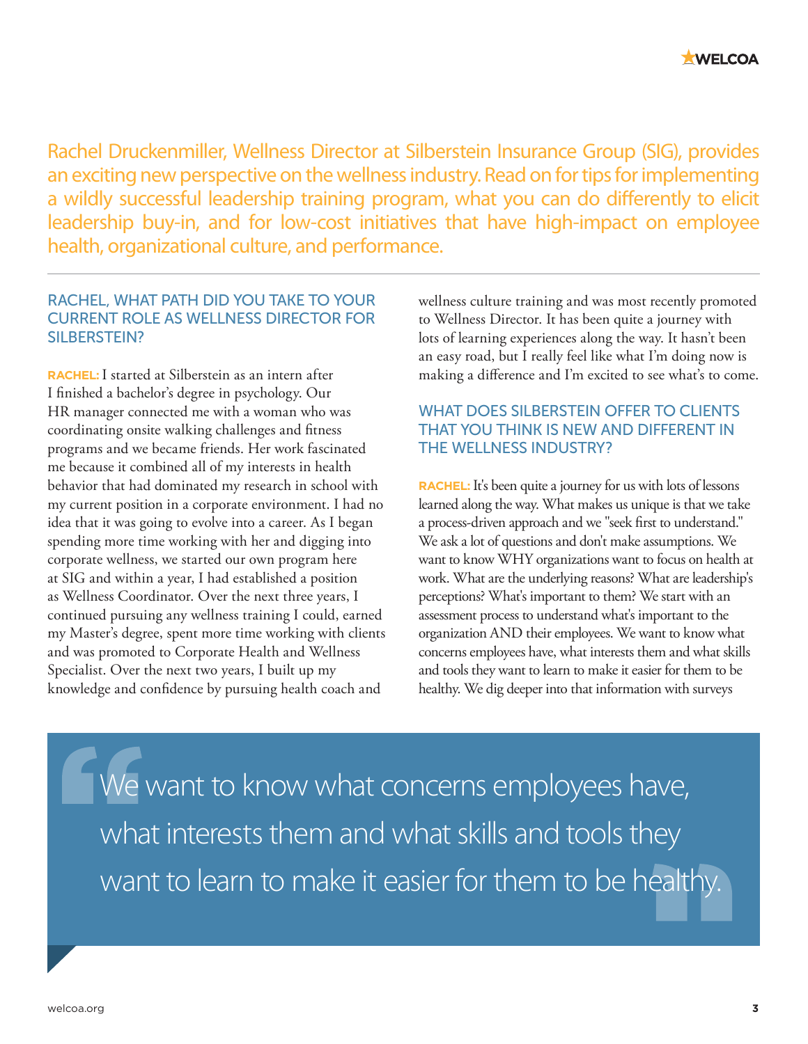Rachel Druckenmiller, Wellness Director at Silberstein Insurance Group (SIG), provides an exciting new perspective on the wellness industry. Read on for tips for implementing a wildly successful leadership training program, what you can do differently to elicit leadership buy-in, and for low-cost initiatives that have high-impact on employee health, organizational culture, and performance.

## RACHEL, WHAT PATH DID YOU TAKE TO YOUR CURRENT ROLE AS WELLNESS DIRECTOR FOR SILBERSTEIN?

**RACHEL:** I started at Silberstein as an intern after I finished a bachelor's degree in psychology. Our HR manager connected me with a woman who was coordinating onsite walking challenges and fitness programs and we became friends. Her work fascinated me because it combined all of my interests in health behavior that had dominated my research in school with my current position in a corporate environment. I had no idea that it was going to evolve into a career. As I began spending more time working with her and digging into corporate wellness, we started our own program here at SIG and within a year, I had established a position as Wellness Coordinator. Over the next three years, I continued pursuing any wellness training I could, earned my Master's degree, spent more time working with clients and was promoted to Corporate Health and Wellness Specialist. Over the next two years, I built up my knowledge and confidence by pursuing health coach and wellness culture training and was most recently promoted to Wellness Director. It has been quite a journey with lots of learning experiences along the way. It hasn't been an easy road, but I really feel like what I'm doing now is making a difference and I'm excited to see what's to come.

## WHAT DOES SILBERSTEIN OFFER TO CLIENTS THAT YOU THINK IS NEW AND DIFFERENT IN THE WELLNESS INDUSTRY?

**RACHEL:** It's been quite a journey for us with lots of lessons learned along the way. What makes us unique is that we take a process-driven approach and we "seek first to understand." We ask a lot of questions and don't make assumptions. We want to know WHY organizations want to focus on health at work. What are the underlying reasons? What are leadership's perceptions? What's important to them? We start with an assessment process to understand what's important to the organization AND their employees. We want to know what concerns employees have, what interests them and what skills and tools they want to learn to make it easier for them to be healthy. We dig deeper into that information with surveys

> "We want to know what concerns employees have, what interests them and what skills and tools they want to learn to make it easier for them to be healthy."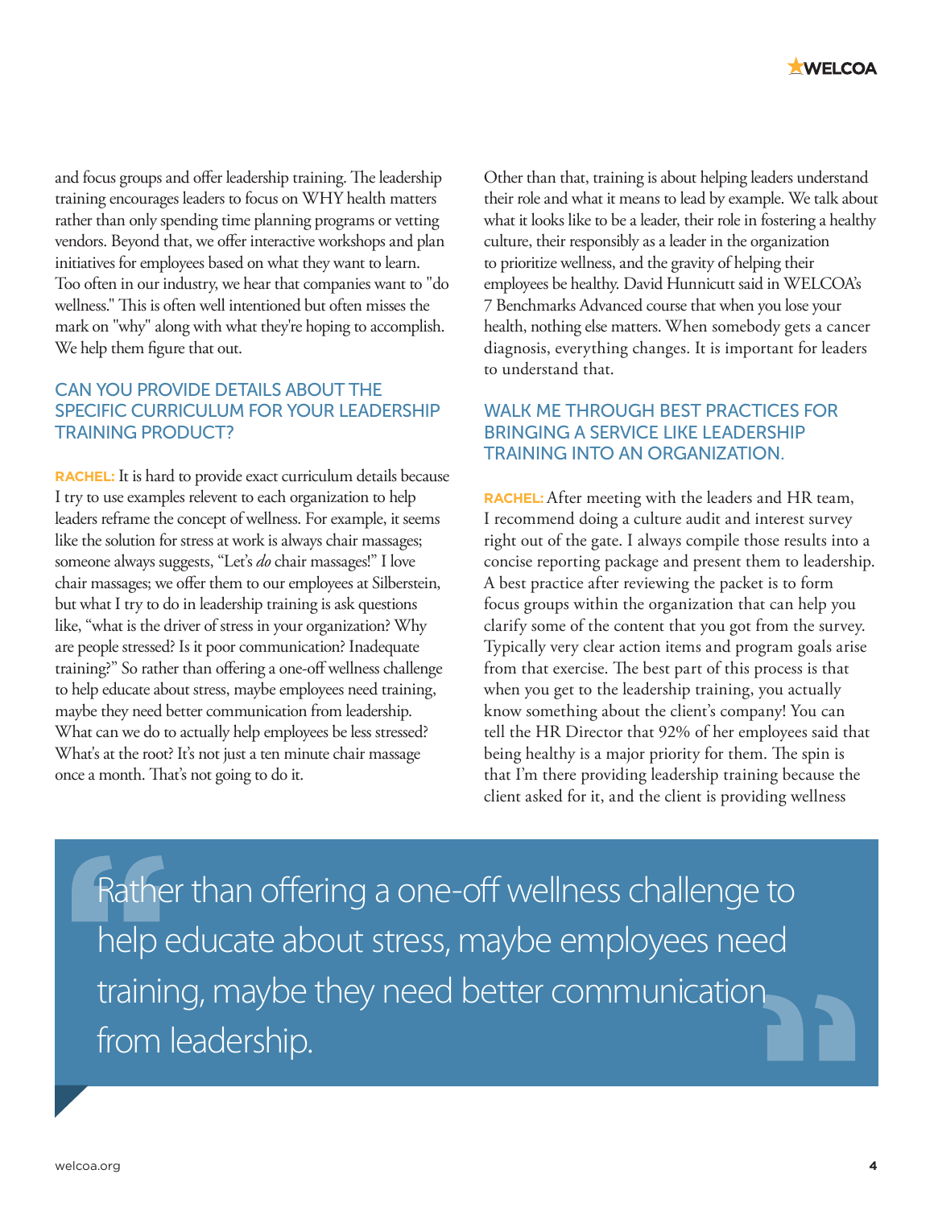and focus groups and offer leadership training. The leadership training encourages leaders to focus on WHY health matters rather than only spending time planning programs or vetting vendors. Beyond that, we offer interactive workshops and plan initiatives for employees based on what they want to learn. Too often in our industry, we hear that companies want to "do wellness." This is often well intentioned but often misses the mark on "why" along with what they're hoping to accomplish. We help them figure that out.

## CAN YOU PROVIDE DETAILS ABOUT THE SPECIFIC CURRICULUM FOR YOUR LEADERSHIP TRAINING PRODUCT?

**RACHEL:** It is hard to provide exact curriculum details because I try to use examples relevent to each organization to help leaders reframe the concept of wellness. For example, it seems like the solution for stress at work is always chair massages; someone always suggests, "Let's *do* chair massages!" I love chair massages; we offer them to our employees at Silberstein, but what I try to do in leadership training is ask questions like, "what is the driver of stress in your organization? Why are people stressed? Is it poor communication? Inadequate training?" So rather than offering a one-off wellness challenge to help educate about stress, maybe employees need training, maybe they need better communication from leadership. What can we do to actually help employees be less stressed? What's at the root? It's not just a ten minute chair massage once a month. That's not going to do it.

Other than that, training is about helping leaders understand their role and what it means to lead by example. We talk about what it looks like to be a leader, their role in fostering a healthy culture, their responsibly as a leader in the organization to prioritize wellness, and the gravity of helping their employees be healthy. David Hunnicutt said in WELCOA's 7 Benchmarks Advanced course that when you lose your health, nothing else matters. When somebody gets a cancer diagnosis, everything changes. It is important for leaders to understand that.

## WALK ME THROUGH BEST PRACTICES FOR BRINGING A SERVICE LIKE LEADERSHIP TRAINING INTO AN ORGANIZATION.

**RACHEL:** After meeting with the leaders and HR team, I recommend doing a culture audit and interest survey right out of the gate. I always compile those results into a concise reporting package and present them to leadership. A best practice after reviewing the packet is to form focus groups within the organization that can help you clarify some of the content that you got from the survey. Typically very clear action items and program goals arise from that exercise. The best part of this process is that when you get to the leadership training, you actually know something about the client's company! You can tell the HR Director that 92% of her employees said that being healthy is a major priority for them. The spin is that I'm there providing leadership training because the client asked for it, and the client is providing wellness

> Rather than offering a one-off wellness challenge to help educate about stress, maybe employees need training, maybe they need better communication from leadership.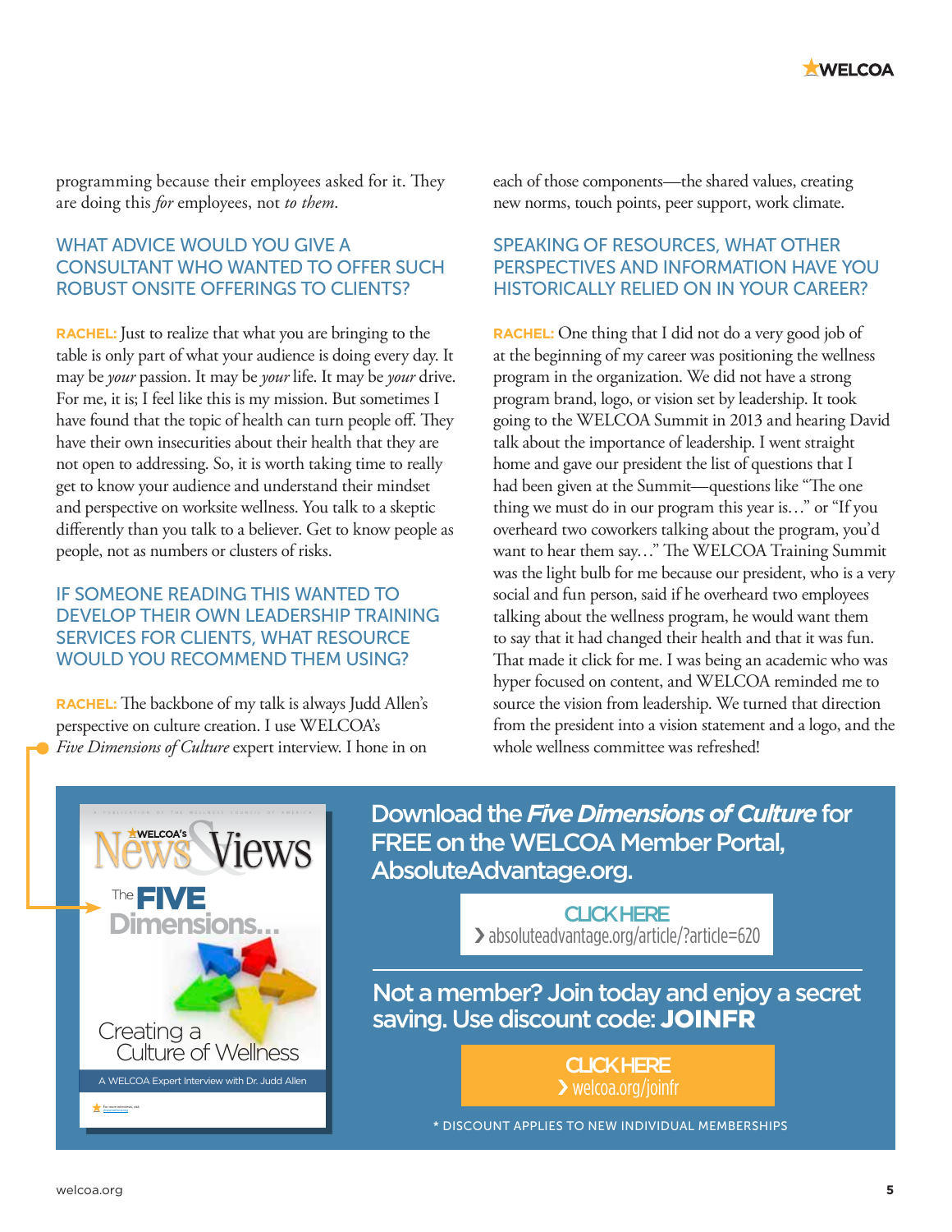programming because their employees asked for it. They are doing this *for* employees, not *to them*.

### WHAT ADVICE WOULD YOU GIVE A CONSULTANT WHO WANTED TO OFFER SUCH ROBUST ONSITE OFFERINGS TO CLIENTS?

**RACHEL:** Just to realize that what you are bringing to the table is only part of what your audience is doing every day. It may be *your* passion. It may be *your* life. It may be *your* drive. For me, it is; I feel like this is my mission. But sometimes I have found that the topic of health can turn people off. They have their own insecurities about their health that they are not open to addressing. So, it is worth taking time to really get to know your audience and understand their mindset and perspective on worksite wellness. You talk to a skeptic differently than you talk to a believer. Get to know people as people, not as numbers or clusters of risks.

### IF SOMEONE READING THIS WANTED TO DEVELOP THEIR OWN LEADERSHIP TRAINING SERVICES FOR CLIENTS, WHAT RESOURCE WOULD YOU RECOMMEND THEM USING?

**RACHEL:** The backbone of my talk is always Judd Allen's perspective on culture creation. I use WELCOA's *Five Dimensions of Culture* expert interview. I hone in on each of those components—the shared values, creating new norms, touch points, peer support, work climate.

### SPEAKING OF RESOURCES, WHAT OTHER PERSPECTIVES AND INFORMATION HAVE YOU HISTORICALLY RELIED ON IN YOUR CAREER?

**RACHEL:** One thing that I did not do a very good job of at the beginning of my career was positioning the wellness program in the organization. We did not have a strong program brand, logo, or vision set by leadership. It took going to the WELCOA Summit in 2013 and hearing David talk about the importance of leadership. I went straight home and gave our president the list of questions that I had been given at the Summit—questions like "The one thing we must do in our program this year is…" or "If you overheard two coworkers talking about the program, you'd want to hear them say…" The WELCOA Training Summit was the light bulb for me because our president, who is a very social and fun person, said if he overheard two employees talking about the wellness program, he would want them to say that it had changed their health and that it was fun. That made it click for me. I was being an academic who was hyper focused on content, and WELCOA reminded me to source the vision from leadership. We turned that direction from the president into a vision statement and a logo, and the whole wellness committee was refreshed!

WELCOA's News & Views — The FIVE Dimensions... Creating a Culture of Wellness — A WELCOA Expert Interview with Dr. Judd Allen

## Download the *Five Dimensions of Culture* for FREE on the WELCOA Member Portal, AbsoluteAdvantage.org.

**CLICK HERE**
› absoluteadvantage.org/article/?article=620

## Not a member? Join today and enjoy a secret saving. Use discount code: **JOINFR**

**CLICK HERE**
› welcoa.org/joinfr

\* DISCOUNT APPLIES TO NEW INDIVIDUAL MEMBERSHIPS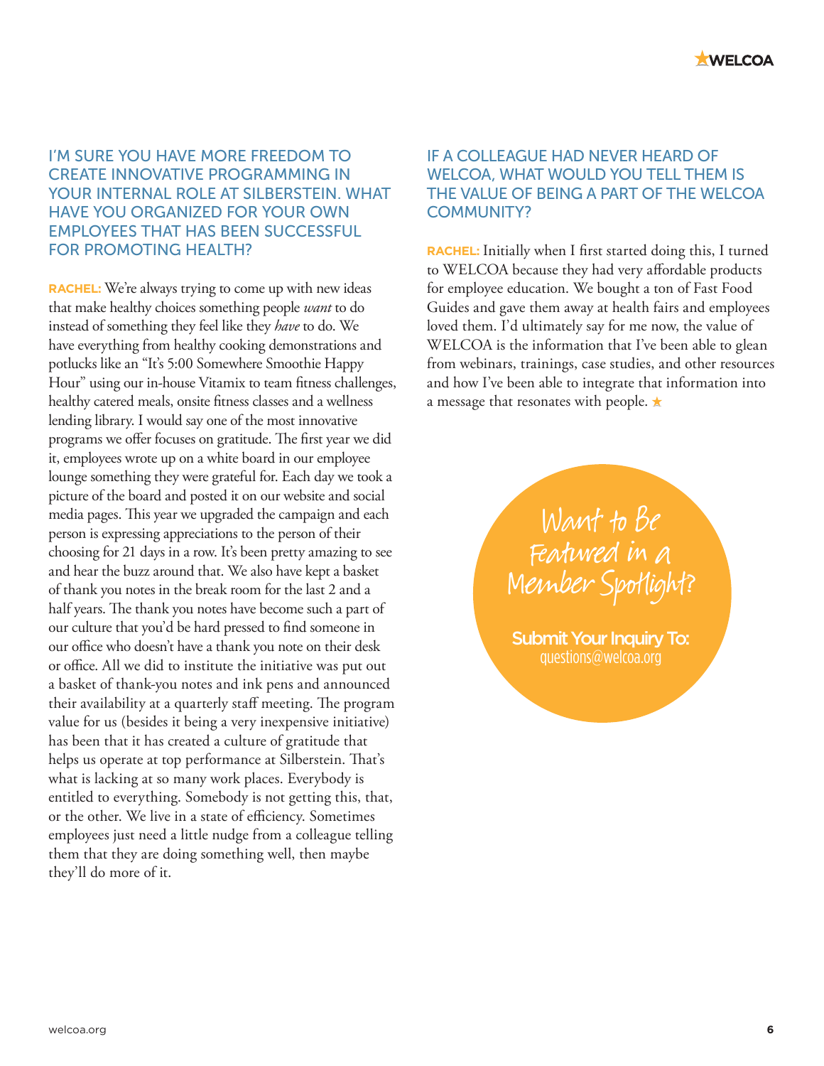## I'M SURE YOU HAVE MORE FREEDOM TO CREATE INNOVATIVE PROGRAMMING IN YOUR INTERNAL ROLE AT SILBERSTEIN. WHAT HAVE YOU ORGANIZED FOR YOUR OWN EMPLOYEES THAT HAS BEEN SUCCESSFUL FOR PROMOTING HEALTH?

**RACHEL:** We're always trying to come up with new ideas that make healthy choices something people *want* to do instead of something they feel like they *have* to do. We have everything from healthy cooking demonstrations and potlucks like an "It's 5:00 Somewhere Smoothie Happy Hour" using our in-house Vitamix to team fitness challenges, healthy catered meals, onsite fitness classes and a wellness lending library. I would say one of the most innovative programs we offer focuses on gratitude. The first year we did it, employees wrote up on a white board in our employee lounge something they were grateful for. Each day we took a picture of the board and posted it on our website and social media pages. This year we upgraded the campaign and each person is expressing appreciations to the person of their choosing for 21 days in a row. It's been pretty amazing to see and hear the buzz around that. We also have kept a basket of thank you notes in the break room for the last 2 and a half years. The thank you notes have become such a part of our culture that you'd be hard pressed to find someone in our office who doesn't have a thank you note on their desk or office. All we did to institute the initiative was put out a basket of thank-you notes and ink pens and announced their availability at a quarterly staff meeting. The program value for us (besides it being a very inexpensive initiative) has been that it has created a culture of gratitude that helps us operate at top performance at Silberstein. That's what is lacking at so many work places. Everybody is entitled to everything. Somebody is not getting this, that, or the other. We live in a state of efficiency. Sometimes employees just need a little nudge from a colleague telling them that they are doing something well, then maybe they'll do more of it.

## IF A COLLEAGUE HAD NEVER HEARD OF WELCOA, WHAT WOULD YOU TELL THEM IS THE VALUE OF BEING A PART OF THE WELCOA COMMUNITY?

**RACHEL:** Initially when I first started doing this, I turned to WELCOA because they had very affordable products for employee education. We bought a ton of Fast Food Guides and gave them away at health fairs and employees loved them. I'd ultimately say for me now, the value of WELCOA is the information that I've been able to glean from webinars, trainings, case studies, and other resources and how I've been able to integrate that information into a message that resonates with people. ★

**Want to Be Featured in a Member Spotlight?**

**Submit Your Inquiry To:**
questions@welcoa.org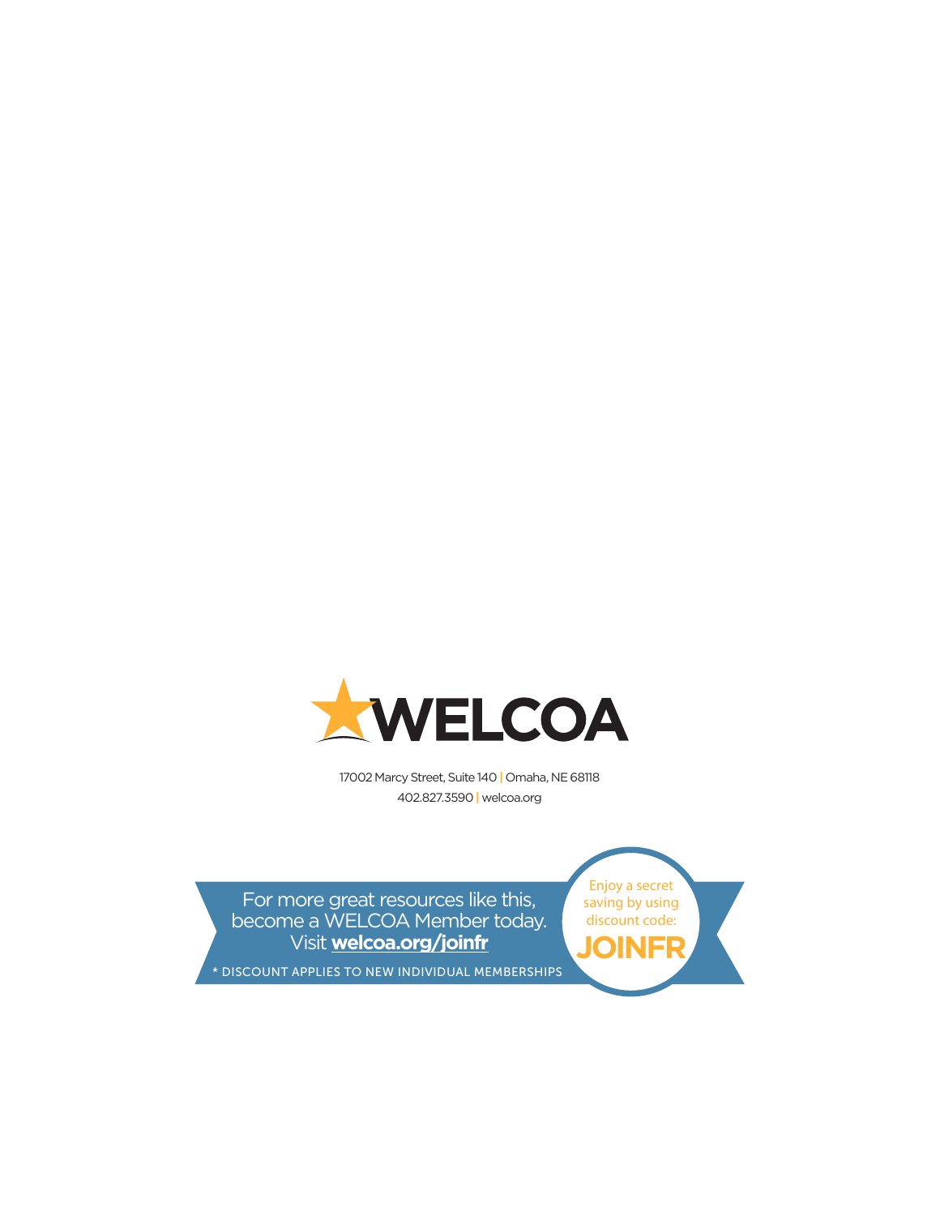WELCOA

17002 Marcy Street, Suite 140 | Omaha, NE 68118
402.827.3590 | welcoa.org

For more great resources like this, become a WELCOA Member today. Visit **welcoa.org/joinfr**

Enjoy a secret saving by using discount code:
**JOINFR**

* DISCOUNT APPLIES TO NEW INDIVIDUAL MEMBERSHIPS